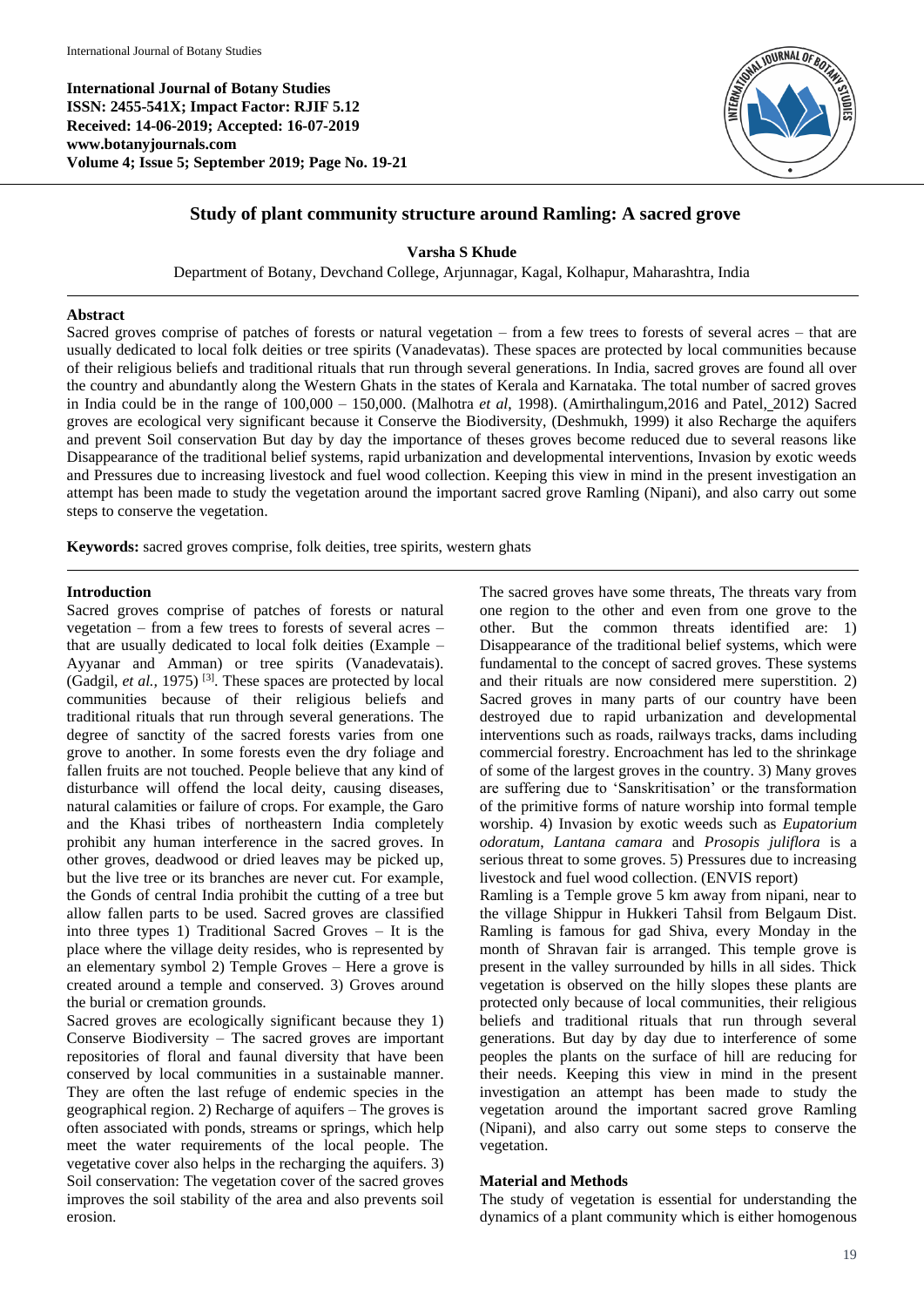International Journal of Botany Studies
ISSN: 2455-541X; Impact Factor: RJIF 5.12
Received: 14-06-2019; Accepted: 16-07-2019
www.botanyjournals.com
Volume 4; Issue 5; September 2019; Page No. 19-21

# Study of plant community structure around Ramling: A sacred grove

**Varsha S Khude**

Department of Botany, Devchand College, Arjunnagar, Kagal, Kolhapur, Maharashtra, India

## Abstract

Sacred groves comprise of patches of forests or natural vegetation – from a few trees to forests of several acres – that are usually dedicated to local folk deities or tree spirits (Vanadevatas). These spaces are protected by local communities because of their religious beliefs and traditional rituals that run through several generations. In India, sacred groves are found all over the country and abundantly along the Western Ghats in the states of Kerala and Karnataka. The total number of sacred groves in India could be in the range of 100,000 – 150,000. (Malhotra *et al*, 1998). (Amirthalingum,2016 and Patel, 2012) Sacred groves are ecological very significant because it Conserve the Biodiversity, (Deshmukh, 1999) it also Recharge the aquifers and prevent Soil conservation But day by day the importance of theses groves become reduced due to several reasons like Disappearance of the traditional belief systems, rapid urbanization and developmental interventions, Invasion by exotic weeds and Pressures due to increasing livestock and fuel wood collection. Keeping this view in mind in the present investigation an attempt has been made to study the vegetation around the important sacred grove Ramling (Nipani), and also carry out some steps to conserve the vegetation.

**Keywords:** sacred groves comprise, folk deities, tree spirits, western ghats

## Introduction

Sacred groves comprise of patches of forests or natural vegetation – from a few trees to forests of several acres – that are usually dedicated to local folk deities (Example – Ayyanar and Amman) or tree spirits (Vanadevatais). (Gadgil, *et al.*, 1975) [3]. These spaces are protected by local communities because of their religious beliefs and traditional rituals that run through several generations. The degree of sanctity of the sacred forests varies from one grove to another. In some forests even the dry foliage and fallen fruits are not touched. People believe that any kind of disturbance will offend the local deity, causing diseases, natural calamities or failure of crops. For example, the Garo and the Khasi tribes of northeastern India completely prohibit any human interference in the sacred groves. In other groves, deadwood or dried leaves may be picked up, but the live tree or its branches are never cut. For example, the Gonds of central India prohibit the cutting of a tree but allow fallen parts to be used. Sacred groves are classified into three types 1) Traditional Sacred Groves – It is the place where the village deity resides, who is represented by an elementary symbol 2) Temple Groves – Here a grove is created around a temple and conserved. 3) Groves around the burial or cremation grounds.

Sacred groves are ecologically significant because they 1) Conserve Biodiversity – The sacred groves are important repositories of floral and faunal diversity that have been conserved by local communities in a sustainable manner. They are often the last refuge of endemic species in the geographical region. 2) Recharge of aquifers – The groves is often associated with ponds, streams or springs, which help meet the water requirements of the local people. The vegetative cover also helps in the recharging the aquifers. 3) Soil conservation: The vegetation cover of the sacred groves improves the soil stability of the area and also prevents soil erosion.

The sacred groves have some threats, The threats vary from one region to the other and even from one grove to the other. But the common threats identified are: 1) Disappearance of the traditional belief systems, which were fundamental to the concept of sacred groves. These systems and their rituals are now considered mere superstition. 2) Sacred groves in many parts of our country have been destroyed due to rapid urbanization and developmental interventions such as roads, railways tracks, dams including commercial forestry. Encroachment has led to the shrinkage of some of the largest groves in the country. 3) Many groves are suffering due to 'Sanskritisation' or the transformation of the primitive forms of nature worship into formal temple worship. 4) Invasion by exotic weeds such as *Eupatorium odoratum*, *Lantana camara* and *Prosopis juliflora* is a serious threat to some groves. 5) Pressures due to increasing livestock and fuel wood collection. (ENVIS report)

Ramling is a Temple grove 5 km away from nipani, near to the village Shippur in Hukkeri Tahsil from Belgaum Dist. Ramling is famous for gad Shiva, every Monday in the month of Shravan fair is arranged. This temple grove is present in the valley surrounded by hills in all sides. Thick vegetation is observed on the hilly slopes these plants are protected only because of local communities, their religious beliefs and traditional rituals that run through several generations. But day by day due to interference of some peoples the plants on the surface of hill are resulting for their needs. Keeping this view in mind in the present investigation an attempt has been made to study the vegetation around the important sacred grove Ramling (Nipani), and also carry out some steps to conserve the vegetation.

## Material and Methods

The study of vegetation is essential for understanding the dynamics of a plant community which is either homogenous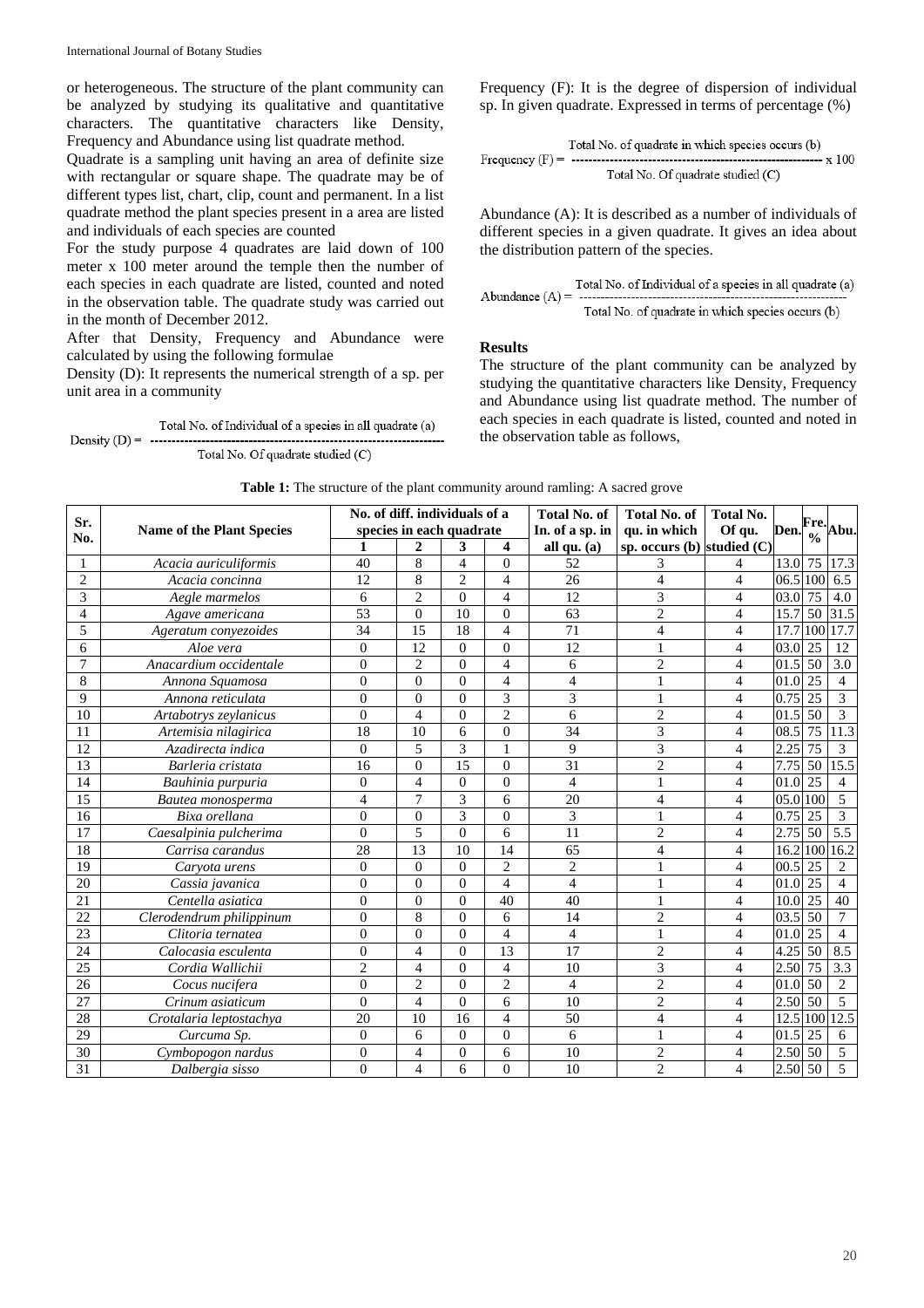or heterogeneous. The structure of the plant community can be analyzed by studying its qualitative and quantitative characters. The quantitative characters like Density, Frequency and Abundance using list quadrate method.

Quadrate is a sampling unit having an area of definite size with rectangular or square shape. The quadrate may be of different types list, chart, clip, count and permanent. In a list quadrate method the plant species present in a area are listed and individuals of each species are counted

For the study purpose 4 quadrates are laid down of 100 meter x 100 meter around the temple then the number of each species in each quadrate are listed, counted and noted in the observation table. The quadrate study was carried out in the month of December 2012.

After that Density, Frequency and Abundance were calculated by using the following formulae

Density (D): It represents the numerical strength of a sp. per unit area in a community

$$\text{Density (D)} = \frac{\text{Total No. of Individual of a species in all quadrate (a)}}{\text{Total No. Of quadrate studied (C)}}$$

Frequency (F): It is the degree of dispersion of individual sp. In given quadrate. Expressed in terms of percentage (%)

$$\text{Frequency (F)} = \frac{\text{Total No. of quadrate in which species occurs (b)}}{\text{Total No. Of quadrate studied (C)}} \times 100$$

Abundance (A): It is described as a number of individuals of different species in a given quadrate. It gives an idea about the distribution pattern of the species.

$$\text{Abundance (A)} = \frac{\text{Total No. of Individual of a species in all quadrate (a)}}{\text{Total No. of quadrate in which species occurs (b)}}$$

## Results

The structure of the plant community can be analyzed by studying the quantitative characters like Density, Frequency and Abundance using list quadrate method. The number of each species in each quadrate is listed, counted and noted in the observation table as follows,

**Table 1:** The structure of the plant community around ramling: A sacred grove

| Sr. No. | Name of the Plant Species | No. of diff. individuals of a species in each quadrate | | | | Total No. of In. of a sp. in all qu. (a) | Total No. of qu. in which sp. occurs (b) | Total No. Of qu. studied (C) | Den. | Fre. % | Abu. |
|---|---|---|---|---|---|---|---|---|---|---|---|
| | | 1 | 2 | 3 | 4 | | | | | | |
| 1 | *Acacia auriculiformis* | 40 | 8 | 4 | 0 | 52 | 3 | 4 | 13.0 | 75 | 17.3 |
| 2 | *Acacia concinna* | 12 | 8 | 2 | 4 | 26 | 4 | 4 | 06.5 | 100 | 6.5 |
| 3 | *Aegle marmelos* | 6 | 2 | 0 | 4 | 12 | 3 | 4 | 03.0 | 75 | 4.0 |
| 4 | *Agave americana* | 53 | 0 | 10 | 0 | 63 | 2 | 4 | 15.7 | 50 | 31.5 |
| 5 | *Ageratum conyezoides* | 34 | 15 | 18 | 4 | 71 | 4 | 4 | 17.7 | 100 | 17.7 |
| 6 | *Aloe vera* | 0 | 12 | 0 | 0 | 12 | 1 | 4 | 03.0 | 25 | 12 |
| 7 | *Anacardium occidentale* | 0 | 2 | 0 | 4 | 6 | 2 | 4 | 01.5 | 50 | 3.0 |
| 8 | *Annona Squamosa* | 0 | 0 | 0 | 4 | 4 | 1 | 4 | 01.0 | 25 | 4 |
| 9 | *Annona reticulata* | 0 | 0 | 0 | 3 | 3 | 1 | 4 | 0.75 | 25 | 3 |
| 10 | *Artabotrys zeylanicus* | 0 | 4 | 0 | 2 | 6 | 2 | 4 | 01.5 | 50 | 3 |
| 11 | *Artemisia nilagirica* | 18 | 10 | 6 | 0 | 34 | 3 | 4 | 08.5 | 75 | 11.3 |
| 12 | *Azadirecta indica* | 0 | 5 | 3 | 1 | 9 | 3 | 4 | 2.25 | 75 | 3 |
| 13 | *Barleria cristata* | 16 | 0 | 15 | 0 | 31 | 2 | 4 | 7.75 | 50 | 15.5 |
| 14 | *Bauhinia purpuria* | 0 | 4 | 0 | 0 | 4 | 1 | 4 | 01.0 | 25 | 4 |
| 15 | *Bautea monosperma* | 4 | 7 | 3 | 6 | 20 | 4 | 4 | 05.0 | 100 | 5 |
| 16 | *Bixa orellana* | 0 | 0 | 3 | 0 | 3 | 1 | 4 | 0.75 | 25 | 3 |
| 17 | *Caesalpinia pulcherima* | 0 | 5 | 0 | 6 | 11 | 2 | 4 | 2.75 | 50 | 5.5 |
| 18 | *Carrisa carandus* | 28 | 13 | 10 | 14 | 65 | 4 | 4 | 16.2 | 100 | 16.2 |
| 19 | *Caryota urens* | 0 | 0 | 0 | 2 | 2 | 1 | 4 | 00.5 | 25 | 2 |
| 20 | *Cassia javanica* | 0 | 0 | 0 | 4 | 4 | 1 | 4 | 01.0 | 25 | 4 |
| 21 | *Centella asiatica* | 0 | 0 | 0 | 40 | 40 | 1 | 4 | 10.0 | 25 | 40 |
| 22 | *Clerodendrum philippinum* | 0 | 8 | 0 | 6 | 14 | 2 | 4 | 03.5 | 50 | 7 |
| 23 | *Clitoria ternatea* | 0 | 0 | 0 | 4 | 4 | 1 | 4 | 01.0 | 25 | 4 |
| 24 | *Calocasia esculenta* | 0 | 4 | 0 | 13 | 17 | 2 | 4 | 4.25 | 50 | 8.5 |
| 25 | *Cordia Wallichii* | 2 | 4 | 0 | 4 | 10 | 3 | 4 | 2.50 | 75 | 3.3 |
| 26 | *Cocus nucifera* | 0 | 2 | 0 | 2 | 4 | 2 | 4 | 01.0 | 50 | 2 |
| 27 | *Crinum asiaticum* | 0 | 4 | 0 | 6 | 10 | 2 | 4 | 2.50 | 50 | 5 |
| 28 | *Crotalaria leptostachya* | 20 | 10 | 16 | 4 | 50 | 4 | 4 | 12.5 | 100 | 12.5 |
| 29 | *Curcuma Sp.* | 0 | 6 | 0 | 0 | 6 | 1 | 4 | 01.5 | 25 | 6 |
| 30 | *Cymbopogon nardus* | 0 | 4 | 0 | 6 | 10 | 2 | 4 | 2.50 | 50 | 5 |
| 31 | *Dalbergia sisso* | 0 | 4 | 6 | 0 | 10 | 2 | 4 | 2.50 | 50 | 5 |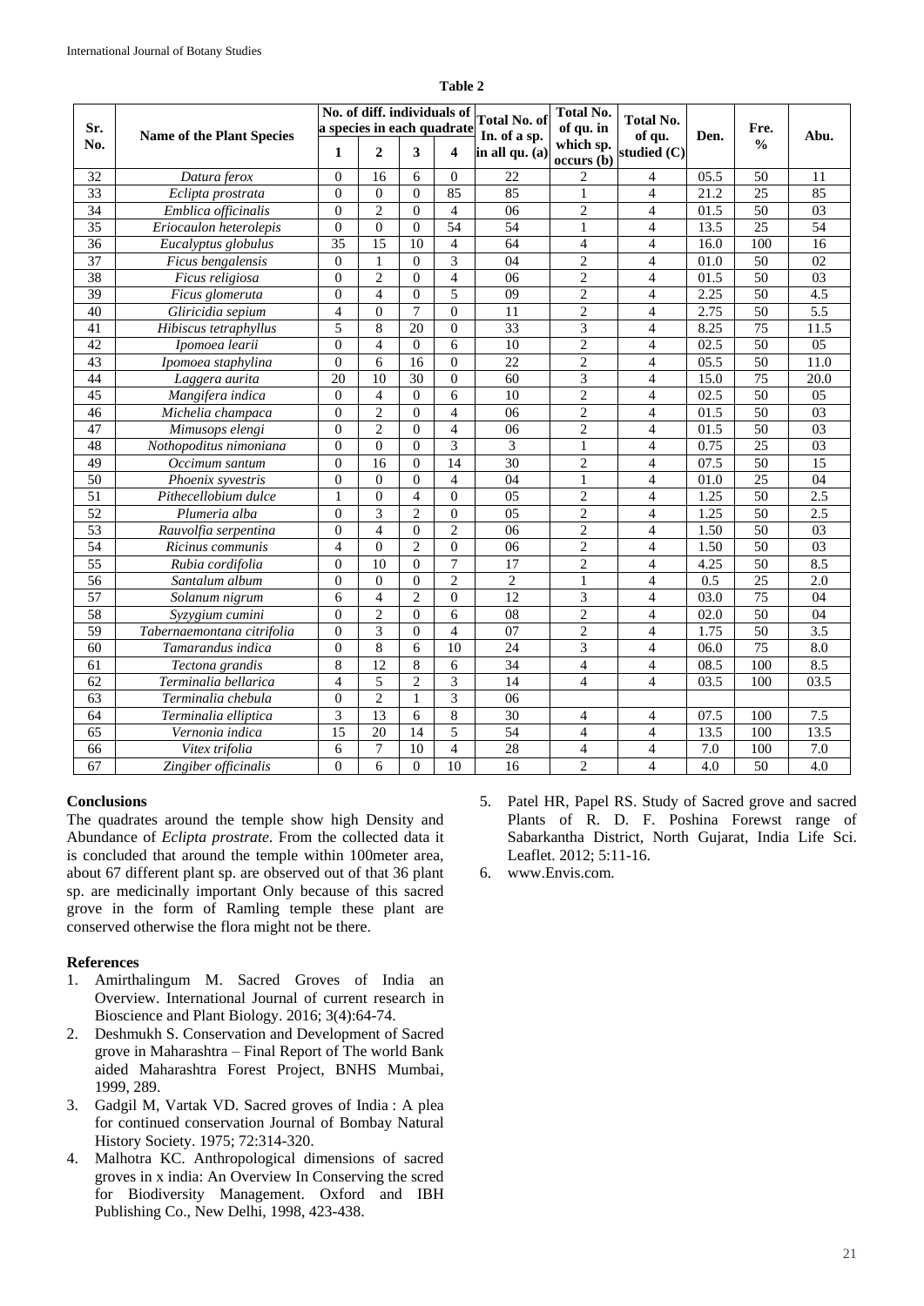**Table 2**

| Sr. No. | Name of the Plant Species | No. of diff. individuals of a species in each quadrate | | | | Total No. of In. of a sp. in all qu. (a) | Total No. of qu. in which sp. occurs (b) | Total No. of qu. studied (C) | Den. | Fre. % | Abu. |
|---|---|---|---|---|---|---|---|---|---|---|---|
| | | 1 | 2 | 3 | 4 | | | | | | |
| 32 | *Datura ferox* | 0 | 16 | 6 | 0 | 22 | 2 | 4 | 05.5 | 50 | 11 |
| 33 | *Eclipta prostrata* | 0 | 0 | 0 | 85 | 85 | 1 | 4 | 21.2 | 25 | 85 |
| 34 | *Emblica officinalis* | 0 | 2 | 0 | 4 | 06 | 2 | 4 | 01.5 | 50 | 03 |
| 35 | *Eriocaulon heterolepis* | 0 | 0 | 0 | 54 | 54 | 1 | 4 | 13.5 | 25 | 54 |
| 36 | *Eucalyptus globulus* | 35 | 15 | 10 | 4 | 64 | 4 | 4 | 16.0 | 100 | 16 |
| 37 | *Ficus bengalensis* | 0 | 1 | 0 | 3 | 04 | 2 | 4 | 01.0 | 50 | 02 |
| 38 | *Ficus religiosa* | 0 | 2 | 0 | 4 | 06 | 2 | 4 | 01.5 | 50 | 03 |
| 39 | *Ficus glomeruta* | 0 | 4 | 0 | 5 | 09 | 2 | 4 | 2.25 | 50 | 4.5 |
| 40 | *Gliricidia sepium* | 4 | 0 | 7 | 0 | 11 | 2 | 4 | 2.75 | 50 | 5.5 |
| 41 | *Hibiscus tetraphyllus* | 5 | 8 | 20 | 0 | 33 | 3 | 4 | 8.25 | 75 | 11.5 |
| 42 | *Ipomoea learii* | 0 | 4 | 0 | 6 | 10 | 2 | 4 | 02.5 | 50 | 05 |
| 43 | *Ipomoea staphylina* | 0 | 6 | 16 | 0 | 22 | 2 | 4 | 05.5 | 50 | 11.0 |
| 44 | *Laggera aurita* | 20 | 10 | 30 | 0 | 60 | 3 | 4 | 15.0 | 75 | 20.0 |
| 45 | *Mangifera indica* | 0 | 4 | 0 | 6 | 10 | 2 | 4 | 02.5 | 50 | 05 |
| 46 | *Michelia champaca* | 0 | 2 | 0 | 4 | 06 | 2 | 4 | 01.5 | 50 | 03 |
| 47 | *Mimusops elengi* | 0 | 2 | 0 | 4 | 06 | 2 | 4 | 01.5 | 50 | 03 |
| 48 | *Nothopoditus nimoniana* | 0 | 0 | 0 | 3 | 3 | 1 | 4 | 0.75 | 25 | 03 |
| 49 | *Occimum santum* | 0 | 16 | 0 | 14 | 30 | 2 | 4 | 07.5 | 50 | 15 |
| 50 | *Phoenix syvestris* | 0 | 0 | 0 | 4 | 04 | 1 | 4 | 01.0 | 25 | 04 |
| 51 | *Pithecellobium dulce* | 1 | 0 | 4 | 0 | 05 | 2 | 4 | 1.25 | 50 | 2.5 |
| 52 | *Plumeria alba* | 0 | 3 | 2 | 0 | 05 | 2 | 4 | 1.25 | 50 | 2.5 |
| 53 | *Rauvolfia serpentina* | 0 | 4 | 0 | 2 | 06 | 2 | 4 | 1.50 | 50 | 03 |
| 54 | *Ricinus communis* | 4 | 0 | 2 | 0 | 06 | 2 | 4 | 1.50 | 50 | 03 |
| 55 | *Rubia cordifolia* | 0 | 10 | 0 | 7 | 17 | 2 | 4 | 4.25 | 50 | 8.5 |
| 56 | *Santalum album* | 0 | 0 | 0 | 2 | 2 | 1 | 4 | 0.5 | 25 | 2.0 |
| 57 | *Solanum nigrum* | 6 | 4 | 2 | 0 | 12 | 3 | 4 | 03.0 | 75 | 04 |
| 58 | *Syzygium cumini* | 0 | 2 | 0 | 6 | 08 | 2 | 4 | 02.0 | 50 | 04 |
| 59 | *Tabernaemontana citrifolia* | 0 | 3 | 0 | 4 | 07 | 2 | 4 | 1.75 | 50 | 3.5 |
| 60 | *Tamarandus indica* | 0 | 8 | 6 | 10 | 24 | 3 | 4 | 06.0 | 75 | 8.0 |
| 61 | *Tectona grandis* | 8 | 12 | 8 | 6 | 34 | 4 | 4 | 08.5 | 100 | 8.5 |
| 62 | *Terminalia bellarica* | 4 | 5 | 2 | 3 | 14 | 4 | 4 | 03.5 | 100 | 03.5 |
| 63 | *Terminalia chebula* | 0 | 2 | 1 | 3 | 06 | | | | | |
| 64 | *Terminalia elliptica* | 3 | 13 | 6 | 8 | 30 | 4 | 4 | 07.5 | 100 | 7.5 |
| 65 | *Vernonia indica* | 15 | 20 | 14 | 5 | 54 | 4 | 4 | 13.5 | 100 | 13.5 |
| 66 | *Vitex trifolia* | 6 | 7 | 10 | 4 | 28 | 4 | 4 | 7.0 | 100 | 7.0 |
| 67 | *Zingiber officinalis* | 0 | 6 | 0 | 10 | 16 | 2 | 4 | 4.0 | 50 | 4.0 |

## Conclusions

The quadrates around the temple show high Density and Abundance of *Eclipta prostrate*. From the collected data it is concluded that around the temple within 100meter area, about 67 different plant sp. are observed out of that 36 plant sp. are medicinally important Only because of this sacred grove in the form of Ramling temple these plant are conserved otherwise the flora might not be there.

## References

1. Amirthalingum M. Sacred Groves of India an Overview. International Journal of current research in Bioscience and Plant Biology. 2016; 3(4):64-74.
2. Deshmukh S. Conservation and Development of Sacred grove in Maharashtra – Final Report of The world Bank aided Maharashtra Forest Project, BNHS Mumbai, 1999, 289.
3. Gadgil M, Vartak VD. Sacred groves of India : A plea for continued conservation Journal of Bombay Natural History Society. 1975; 72:314-320.
4. Malhotra KC. Anthropological dimensions of sacred groves in x india: An Overview In Conserving the scred for Biodiversity Management. Oxford and IBH Publishing Co., New Delhi, 1998, 423-438.
5. Patel HR, Papel RS. Study of Sacred grove and sacred Plants of R. D. F. Poshina Forewst range of Sabarkantha District, North Gujarat, India Life Sci. Leaflet. 2012; 5:11-16.
6. www.Envis.com.